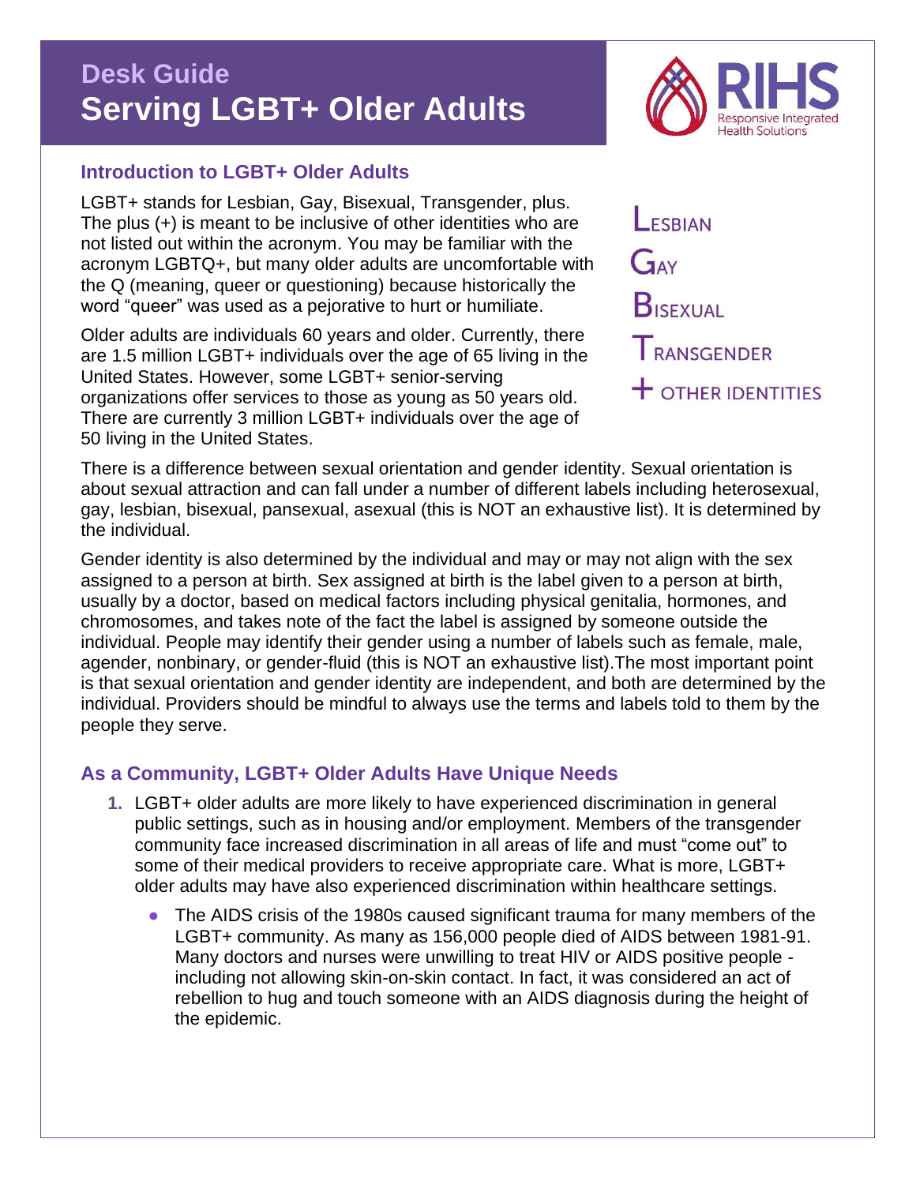# Desk Guide
# Serving LGBT+ Older Adults

RIHS Responsive Integrated Health Solutions

## Introduction to LGBT+ Older Adults

LGBT+ stands for Lesbian, Gay, Bisexual, Transgender, plus. The plus (+) is meant to be inclusive of other identities who are not listed out within the acronym. You may be familiar with the acronym LGBTQ+, but many older adults are uncomfortable with the Q (meaning, queer or questioning) because historically the word "queer" was used as a pejorative to hurt or humiliate.

LESBIAN
GAY
BISEXUAL
TRANSGENDER
+ OTHER IDENTITIES

Older adults are individuals 60 years and older. Currently, there are 1.5 million LGBT+ individuals over the age of 65 living in the United States. However, some LGBT+ senior-serving organizations offer services to those as young as 50 years old. There are currently 3 million LGBT+ individuals over the age of 50 living in the United States.

There is a difference between sexual orientation and gender identity. Sexual orientation is about sexual attraction and can fall under a number of different labels including heterosexual, gay, lesbian, bisexual, pansexual, asexual (this is NOT an exhaustive list). It is determined by the individual.

Gender identity is also determined by the individual and may or may not align with the sex assigned to a person at birth. Sex assigned at birth is the label given to a person at birth, usually by a doctor, based on medical factors including physical genitalia, hormones, and chromosomes, and takes note of the fact the label is assigned by someone outside the individual. People may identify their gender using a number of labels such as female, male, agender, nonbinary, or gender-fluid (this is NOT an exhaustive list).The most important point is that sexual orientation and gender identity are independent, and both are determined by the individual. Providers should be mindful to always use the terms and labels told to them by the people they serve.

## As a Community, LGBT+ Older Adults Have Unique Needs

1. LGBT+ older adults are more likely to have experienced discrimination in general public settings, such as in housing and/or employment. Members of the transgender community face increased discrimination in all areas of life and must "come out" to some of their medical providers to receive appropriate care. What is more, LGBT+ older adults may have also experienced discrimination within healthcare settings.
   - The AIDS crisis of the 1980s caused significant trauma for many members of the LGBT+ community. As many as 156,000 people died of AIDS between 1981-91. Many doctors and nurses were unwilling to treat HIV or AIDS positive people - including not allowing skin-on-skin contact. In fact, it was considered an act of rebellion to hug and touch someone with an AIDS diagnosis during the height of the epidemic.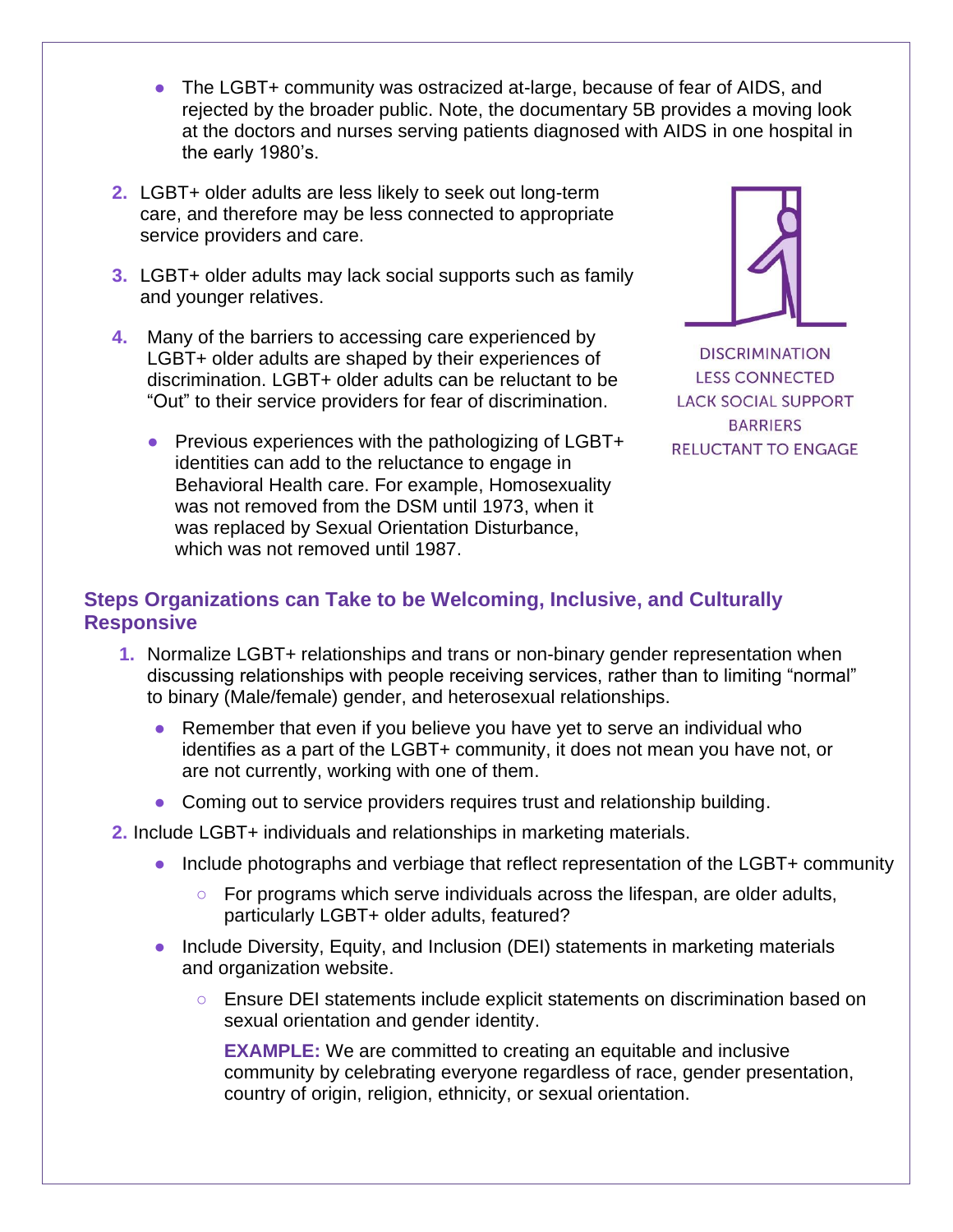- The LGBT+ community was ostracized at-large, because of fear of AIDS, and rejected by the broader public. Note, the documentary 5B provides a moving look at the doctors and nurses serving patients diagnosed with AIDS in one hospital in the early 1980's.

2. LGBT+ older adults are less likely to seek out long-term care, and therefore may be less connected to appropriate service providers and care.

3. LGBT+ older adults may lack social supports such as family and younger relatives.

4. Many of the barriers to accessing care experienced by LGBT+ older adults are shaped by their experiences of discrimination. LGBT+ older adults can be reluctant to be "Out" to their service providers for fear of discrimination.

   - Previous experiences with the pathologizing of LGBT+ identities can add to the reluctance to engage in Behavioral Health care. For example, Homosexuality was not removed from the DSM until 1973, when it was replaced by Sexual Orientation Disturbance, which was not removed until 1987.

DISCRIMINATION
LESS CONNECTED
LACK SOCIAL SUPPORT
BARRIERS
RELUCTANT TO ENGAGE

## Steps Organizations can Take to be Welcoming, Inclusive, and Culturally Responsive

1. Normalize LGBT+ relationships and trans or non-binary gender representation when discussing relationships with people receiving services, rather than to limiting "normal" to binary (Male/female) gender, and heterosexual relationships.
   - Remember that even if you believe you have yet to serve an individual who identifies as a part of the LGBT+ community, it does not mean you have not, or are not currently, working with one of them.
   - Coming out to service providers requires trust and relationship building.

2. Include LGBT+ individuals and relationships in marketing materials.
   - Include photographs and verbiage that reflect representation of the LGBT+ community
     - For programs which serve individuals across the lifespan, are older adults, particularly LGBT+ older adults, featured?
   - Include Diversity, Equity, and Inclusion (DEI) statements in marketing materials and organization website.
     - Ensure DEI statements include explicit statements on discrimination based on sexual orientation and gender identity.

       **EXAMPLE:** We are committed to creating an equitable and inclusive community by celebrating everyone regardless of race, gender presentation, country of origin, religion, ethnicity, or sexual orientation.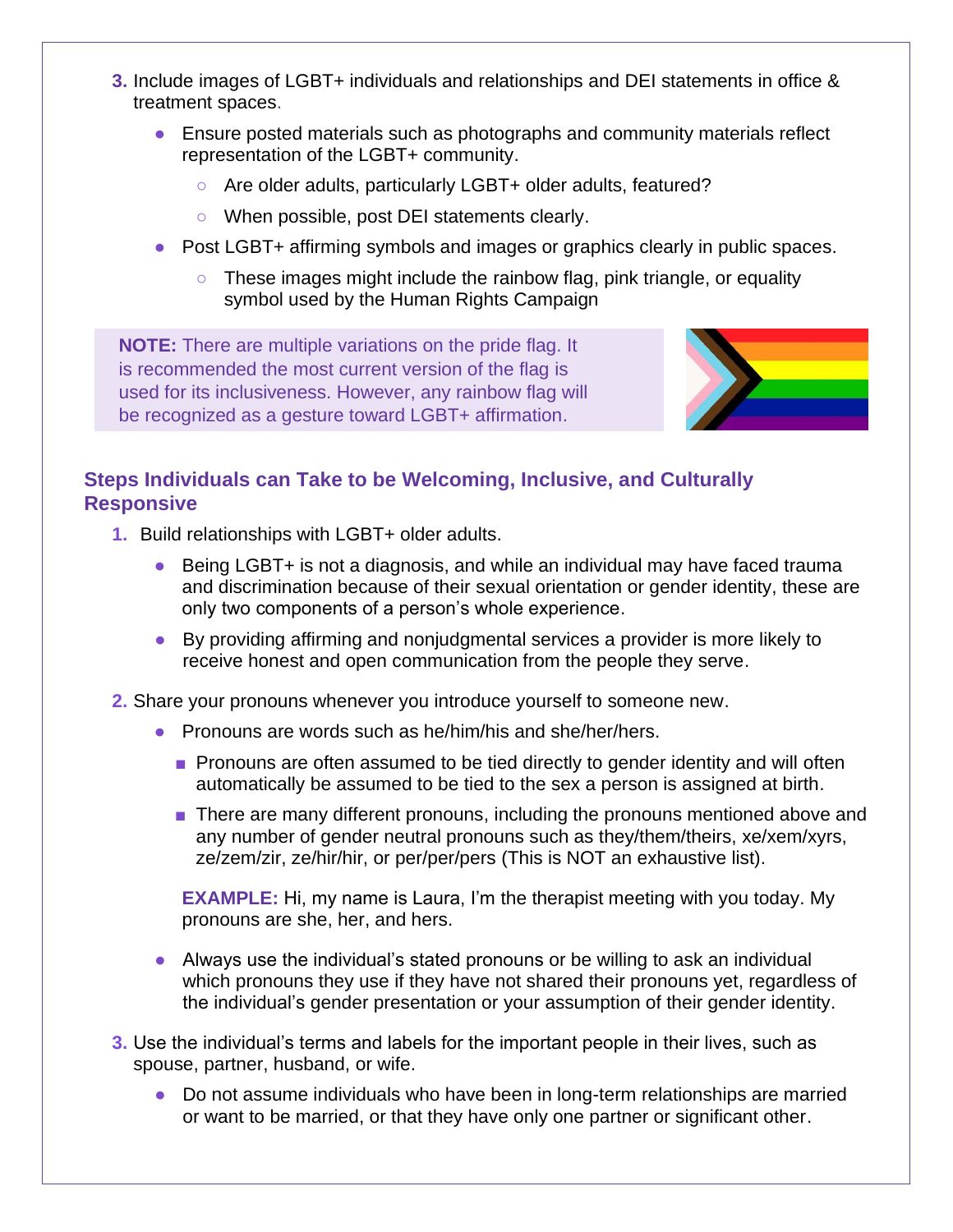3. Include images of LGBT+ individuals and relationships and DEI statements in office & treatment spaces.
    - Ensure posted materials such as photographs and community materials reflect representation of the LGBT+ community.
        - Are older adults, particularly LGBT+ older adults, featured?
        - When possible, post DEI statements clearly.
    - Post LGBT+ affirming symbols and images or graphics clearly in public spaces.
        - These images might include the rainbow flag, pink triangle, or equality symbol used by the Human Rights Campaign

**NOTE:** There are multiple variations on the pride flag. It is recommended the most current version of the flag is used for its inclusiveness. However, any rainbow flag will be recognized as a gesture toward LGBT+ affirmation.

## Steps Individuals can Take to be Welcoming, Inclusive, and Culturally Responsive

1. Build relationships with LGBT+ older adults.
    - Being LGBT+ is not a diagnosis, and while an individual may have faced trauma and discrimination because of their sexual orientation or gender identity, these are only two components of a person's whole experience.
    - By providing affirming and nonjudgmental services a provider is more likely to receive honest and open communication from the people they serve.
2. Share your pronouns whenever you introduce yourself to someone new.
    - Pronouns are words such as he/him/his and she/her/hers.
        - Pronouns are often assumed to be tied directly to gender identity and will often automatically be assumed to be tied to the sex a person is assigned at birth.
        - There are many different pronouns, including the pronouns mentioned above and any number of gender neutral pronouns such as they/them/theirs, xe/xem/xyrs, ze/zem/zir, ze/hir/hir, or per/per/pers (This is NOT an exhaustive list).

    **EXAMPLE:** Hi, my name is Laura, I'm the therapist meeting with you today. My pronouns are she, her, and hers.

    - Always use the individual's stated pronouns or be willing to ask an individual which pronouns they use if they have not shared their pronouns yet, regardless of the individual's gender presentation or your assumption of their gender identity.
3. Use the individual's terms and labels for the important people in their lives, such as spouse, partner, husband, or wife.
    - Do not assume individuals who have been in long-term relationships are married or want to be married, or that they have only one partner or significant other.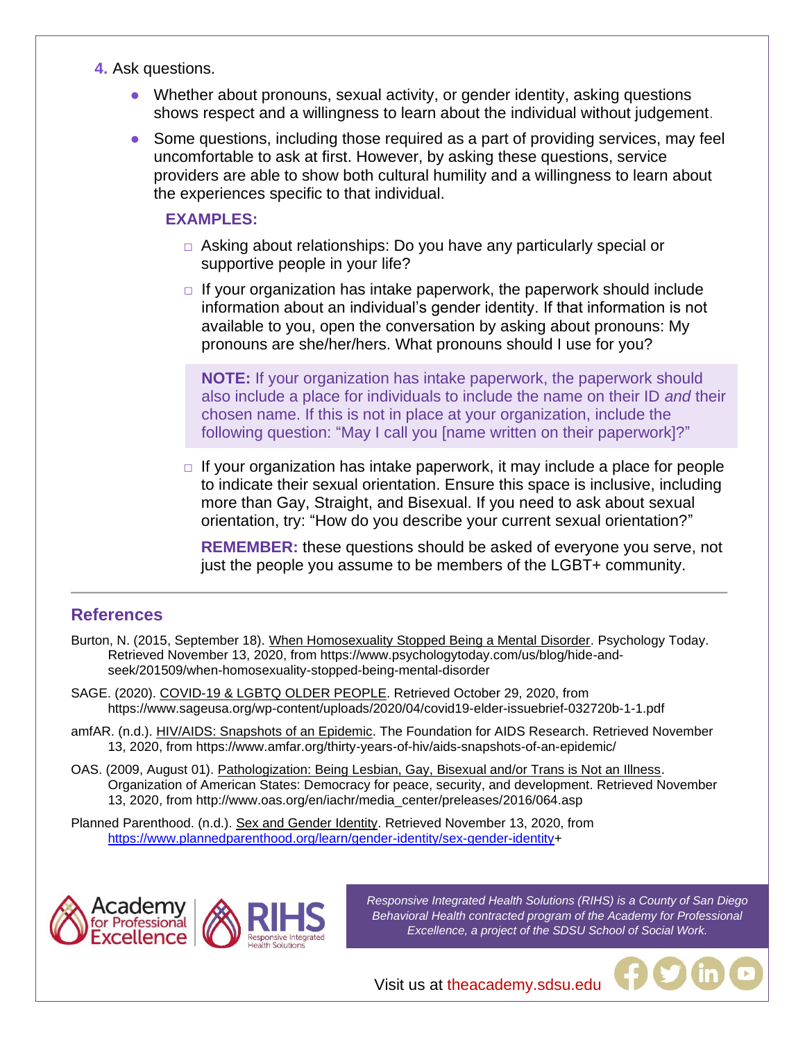4. Ask questions.

- Whether about pronouns, sexual activity, or gender identity, asking questions shows respect and a willingness to learn about the individual without judgement.
- Some questions, including those required as a part of providing services, may feel uncomfortable to ask at first. However, by asking these questions, service providers are able to show both cultural humility and a willingness to learn about the experiences specific to that individual.

**EXAMPLES:**

- Asking about relationships: Do you have any particularly special or supportive people in your life?
- If your organization has intake paperwork, the paperwork should include information about an individual's gender identity. If that information is not available to you, open the conversation by asking about pronouns: My pronouns are she/her/hers. What pronouns should I use for you?

> **NOTE:** If your organization has intake paperwork, the paperwork should also include a place for individuals to include the name on their ID *and* their chosen name. If this is not in place at your organization, include the following question: "May I call you [name written on their paperwork]?"

- If your organization has intake paperwork, it may include a place for people to indicate their sexual orientation. Ensure this space is inclusive, including more than Gay, Straight, and Bisexual. If you need to ask about sexual orientation, try: "How do you describe your current sexual orientation?"

**REMEMBER:** these questions should be asked of everyone you serve, not just the people you assume to be members of the LGBT+ community.

---

## References

Burton, N. (2015, September 18). When Homosexuality Stopped Being a Mental Disorder. Psychology Today. Retrieved November 13, 2020, from https://www.psychologytoday.com/us/blog/hide-and-seek/201509/when-homosexuality-stopped-being-mental-disorder

SAGE. (2020). COVID-19 & LGBTQ OLDER PEOPLE. Retrieved October 29, 2020, from https://www.sageusa.org/wp-content/uploads/2020/04/covid19-elder-issuebrief-032720b-1-1.pdf

amfAR. (n.d.). HIV/AIDS: Snapshots of an Epidemic. The Foundation for AIDS Research. Retrieved November 13, 2020, from https://www.amfar.org/thirty-years-of-hiv/aids-snapshots-of-an-epidemic/

OAS. (2009, August 01). Pathologization: Being Lesbian, Gay, Bisexual and/or Trans is Not an Illness. Organization of American States: Democracy for peace, security, and development. Retrieved November 13, 2020, from http://www.oas.org/en/iachr/media_center/preleases/2016/064.asp

Planned Parenthood. (n.d.). Sex and Gender Identity. Retrieved November 13, 2020, from https://www.plannedparenthood.org/learn/gender-identity/sex-gender-identity+

Academy for Professional Excellence | RIHS Responsive Integrated Health Solutions

*Responsive Integrated Health Solutions (RIHS) is a County of San Diego Behavioral Health contracted program of the Academy for Professional Excellence, a project of the SDSU School of Social Work.*

Visit us at theacademy.sdsu.edu